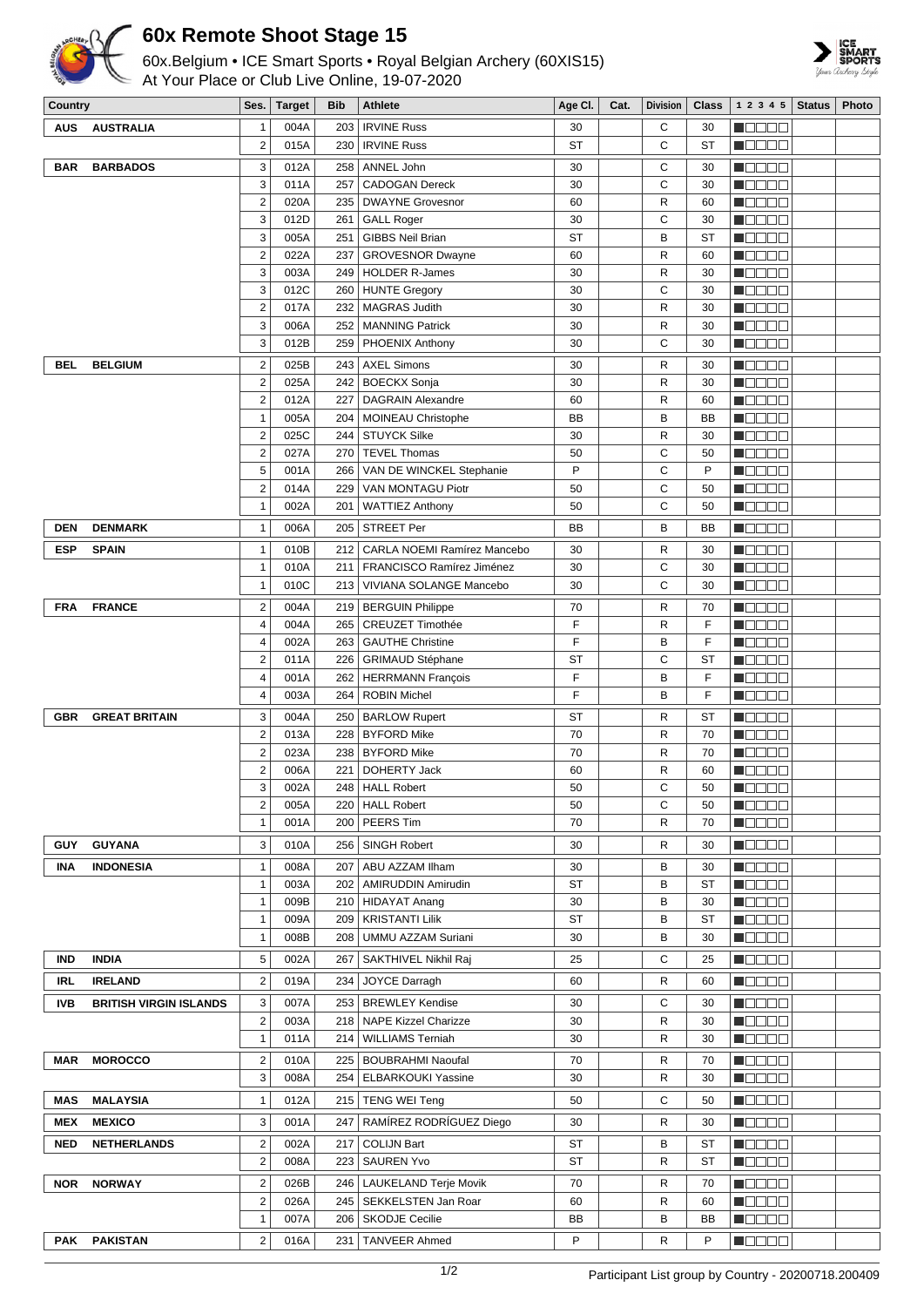# 60x Remote Shoot Stage 15

60x.Belgium • ICE Smart Sports • Royal Belgian Archery (60XIS15)
At Your Place or Club Live Online, 19-07-2020

| Country | | Ses. | Target | Bib | Athlete | Age Cl. | Cat. | Division | Class | 1 2 3 4 5 | Status | Photo |
|---|---|---|---|---|---|---|---|---|---|---|---|---|
| AUS | AUSTRALIA | 1 | 004A | 203 | IRVINE Russ | 30 | | C | 30 | | | |
| | | 2 | 015A | 230 | IRVINE Russ | ST | | C | ST | | | |
| BAR | BARBADOS | 3 | 012A | 258 | ANNEL John | 30 | | C | 30 | | | |
| | | 3 | 011A | 257 | CADOGAN Dereck | 30 | | C | 30 | | | |
| | | 2 | 020A | 235 | DWAYNE Grovesnor | 60 | | R | 60 | | | |
| | | 3 | 012D | 261 | GALL Roger | 30 | | C | 30 | | | |
| | | 3 | 005A | 251 | GIBBS Neil Brian | ST | | B | ST | | | |
| | | 2 | 022A | 237 | GROVESNOR Dwayne | 60 | | R | 60 | | | |
| | | 3 | 003A | 249 | HOLDER R-James | 30 | | R | 30 | | | |
| | | 3 | 012C | 260 | HUNTE Gregory | 30 | | C | 30 | | | |
| | | 2 | 017A | 232 | MAGRAS Judith | 30 | | R | 30 | | | |
| | | 3 | 006A | 252 | MANNING Patrick | 30 | | R | 30 | | | |
| | | 3 | 012B | 259 | PHOENIX Anthony | 30 | | C | 30 | | | |
| BEL | BELGIUM | 2 | 025B | 243 | AXEL Simons | 30 | | R | 30 | | | |
| | | 2 | 025A | 242 | BOECKX Sonja | 30 | | R | 30 | | | |
| | | 2 | 012A | 227 | DAGRAIN Alexandre | 60 | | R | 60 | | | |
| | | 1 | 005A | 204 | MOINEAU Christophe | BB | | B | BB | | | |
| | | 2 | 025C | 244 | STUYCK Silke | 30 | | R | 30 | | | |
| | | 2 | 027A | 270 | TEVEL Thomas | 50 | | C | 50 | | | |
| | | 5 | 001A | 266 | VAN DE WINCKEL Stephanie | P | | C | P | | | |
| | | 2 | 014A | 229 | VAN MONTAGU Piotr | 50 | | C | 50 | | | |
| | | 1 | 002A | 201 | WATTIEZ Anthony | 50 | | C | 50 | | | |
| DEN | DENMARK | 1 | 006A | 205 | STREET Per | BB | | B | BB | | | |
| ESP | SPAIN | 1 | 010B | 212 | CARLA NOEMI Ramírez Mancebo | 30 | | R | 30 | | | |
| | | 1 | 010A | 211 | FRANCISCO Ramírez Jiménez | 30 | | C | 30 | | | |
| | | 1 | 010C | 213 | VIVIANA SOLANGE Mancebo | 30 | | C | 30 | | | |
| FRA | FRANCE | 2 | 004A | 219 | BERGUIN Philippe | 70 | | R | 70 | | | |
| | | 4 | 004A | 265 | CREUZET Timothée | F | | R | F | | | |
| | | 4 | 002A | 263 | GAUTHE Christine | F | | B | F | | | |
| | | 2 | 011A | 226 | GRIMAUD Stéphane | ST | | C | ST | | | |
| | | 4 | 001A | 262 | HERRMANN François | F | | B | F | | | |
| | | 4 | 003A | 264 | ROBIN Michel | F | | B | F | | | |
| GBR | GREAT BRITAIN | 3 | 004A | 250 | BARLOW Rupert | ST | | R | ST | | | |
| | | 2 | 013A | 228 | BYFORD Mike | 70 | | R | 70 | | | |
| | | 2 | 023A | 238 | BYFORD Mike | 70 | | R | 70 | | | |
| | | 2 | 006A | 221 | DOHERTY Jack | 60 | | R | 60 | | | |
| | | 3 | 002A | 248 | HALL Robert | 50 | | C | 50 | | | |
| | | 2 | 005A | 220 | HALL Robert | 50 | | C | 50 | | | |
| | | 1 | 001A | 200 | PEERS Tim | 70 | | R | 70 | | | |
| GUY | GUYANA | 3 | 010A | 256 | SINGH Robert | 30 | | R | 30 | | | |
| INA | INDONESIA | 1 | 008A | 207 | ABU AZZAM Ilham | 30 | | B | 30 | | | |
| | | 1 | 003A | 202 | AMIRUDDIN Amirudin | ST | | B | ST | | | |
| | | 1 | 009B | 210 | HIDAYAT Anang | 30 | | B | 30 | | | |
| | | 1 | 009A | 209 | KRISTANTI Lilik | ST | | B | ST | | | |
| | | 1 | 008B | 208 | UMMU AZZAM Suriani | 30 | | B | 30 | | | |
| IND | INDIA | 5 | 002A | 267 | SAKTHIVEL Nikhil Raj | 25 | | C | 25 | | | |
| IRL | IRELAND | 2 | 019A | 234 | JOYCE Darragh | 60 | | R | 60 | | | |
| IVB | BRITISH VIRGIN ISLANDS | 3 | 007A | 253 | BREWLEY Kendise | 30 | | C | 30 | | | |
| | | 2 | 003A | 218 | NAPE Kizzel Charizze | 30 | | R | 30 | | | |
| | | 1 | 011A | 214 | WILLIAMS Terniah | 30 | | R | 30 | | | |
| MAR | MOROCCO | 2 | 010A | 225 | BOUBRAHMI Naoufal | 70 | | R | 70 | | | |
| | | 3 | 008A | 254 | ELBARKOUKI Yassine | 30 | | R | 30 | | | |
| MAS | MALAYSIA | 1 | 012A | 215 | TENG WEI Teng | 50 | | C | 50 | | | |
| MEX | MEXICO | 3 | 001A | 247 | RAMÍREZ RODRÍGUEZ Diego | 30 | | R | 30 | | | |
| NED | NETHERLANDS | 2 | 002A | 217 | COLIJN Bart | ST | | B | ST | | | |
| | | 2 | 008A | 223 | SAUREN Yvo | ST | | R | ST | | | |
| NOR | NORWAY | 2 | 026B | 246 | LAUKELAND Terje Movik | 70 | | R | 70 | | | |
| | | 2 | 026A | 245 | SEKKELSTEN Jan Roar | 60 | | R | 60 | | | |
| | | 1 | 007A | 206 | SKODJE Cecilie | BB | | B | BB | | | |
| PAK | PAKISTAN | 2 | 016A | 231 | TANVEER Ahmed | P | | R | P | | | |

Participant List group by Country - 20200718.200409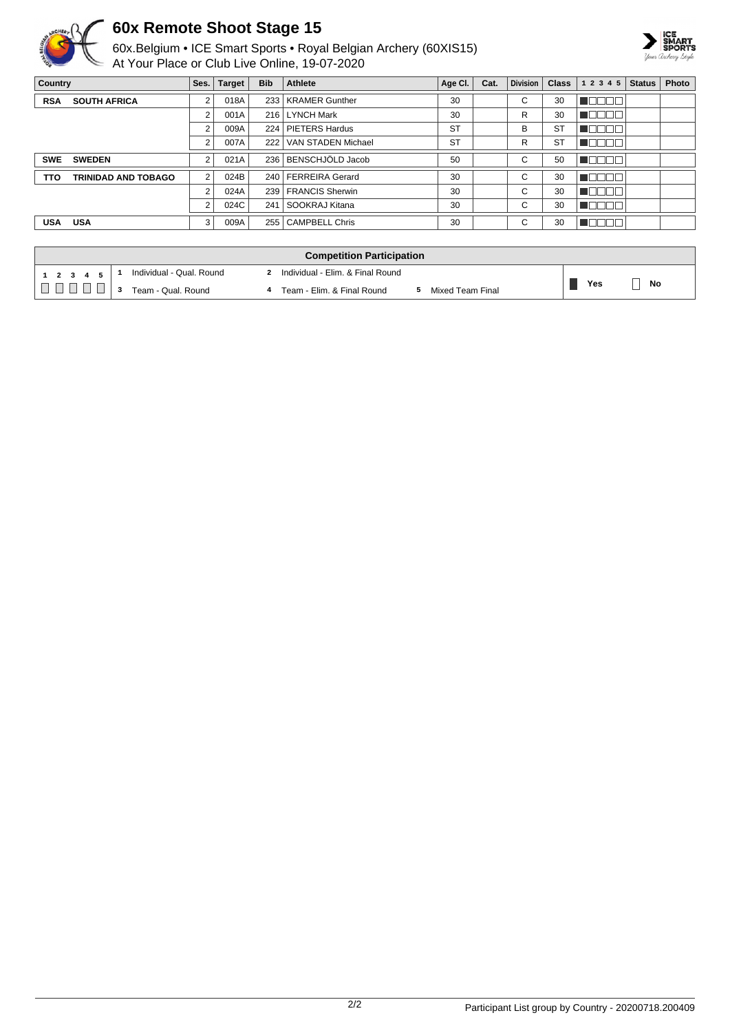# 60x Remote Shoot Stage 15

60x.Belgium • ICE Smart Sports • Royal Belgian Archery (60XIS15)
At Your Place or Club Live Online, 19-07-2020

| Country | | Ses. | Target | Bib | Athlete | Age Cl. | Cat. | Division | Class | 1 2 3 4 5 | Status | Photo |
|---|---|---|---|---|---|---|---|---|---|---|---|---|
| RSA | SOUTH AFRICA | 2 | 018A | 233 | KRAMER Gunther | 30 | | C | 30 | ■□□□□ | | |
| | | 2 | 001A | 216 | LYNCH Mark | 30 | | R | 30 | ■□□□□ | | |
| | | 2 | 009A | 224 | PIETERS Hardus | ST | | B | ST | ■□□□□ | | |
| | | 2 | 007A | 222 | VAN STADEN Michael | ST | | R | ST | ■□□□□ | | |
| SWE | SWEDEN | 2 | 021A | 236 | BENSCHJÖLD Jacob | 50 | | C | 50 | ■□□□□ | | |
| TTO | TRINIDAD AND TOBAGO | 2 | 024B | 240 | FERREIRA Gerard | 30 | | C | 30 | ■□□□□ | | |
| | | 2 | 024A | 239 | FRANCIS Sherwin | 30 | | C | 30 | ■□□□□ | | |
| | | 2 | 024C | 241 | SOOKRAJ Kitana | 30 | | C | 30 | ■□□□□ | | |
| USA | USA | 3 | 009A | 255 | CAMPBELL Chris | 30 | | C | 30 | ■□□□□ | | |

**Competition Participation**

1 2 3 4 5

1 Individual - Qual. Round
2 Individual - Elim. & Final Round
3 Team - Qual. Round
4 Team - Elim. & Final Round
5 Mixed Team Final

■ Yes □ No

Participant List group by Country - 20200718.200409